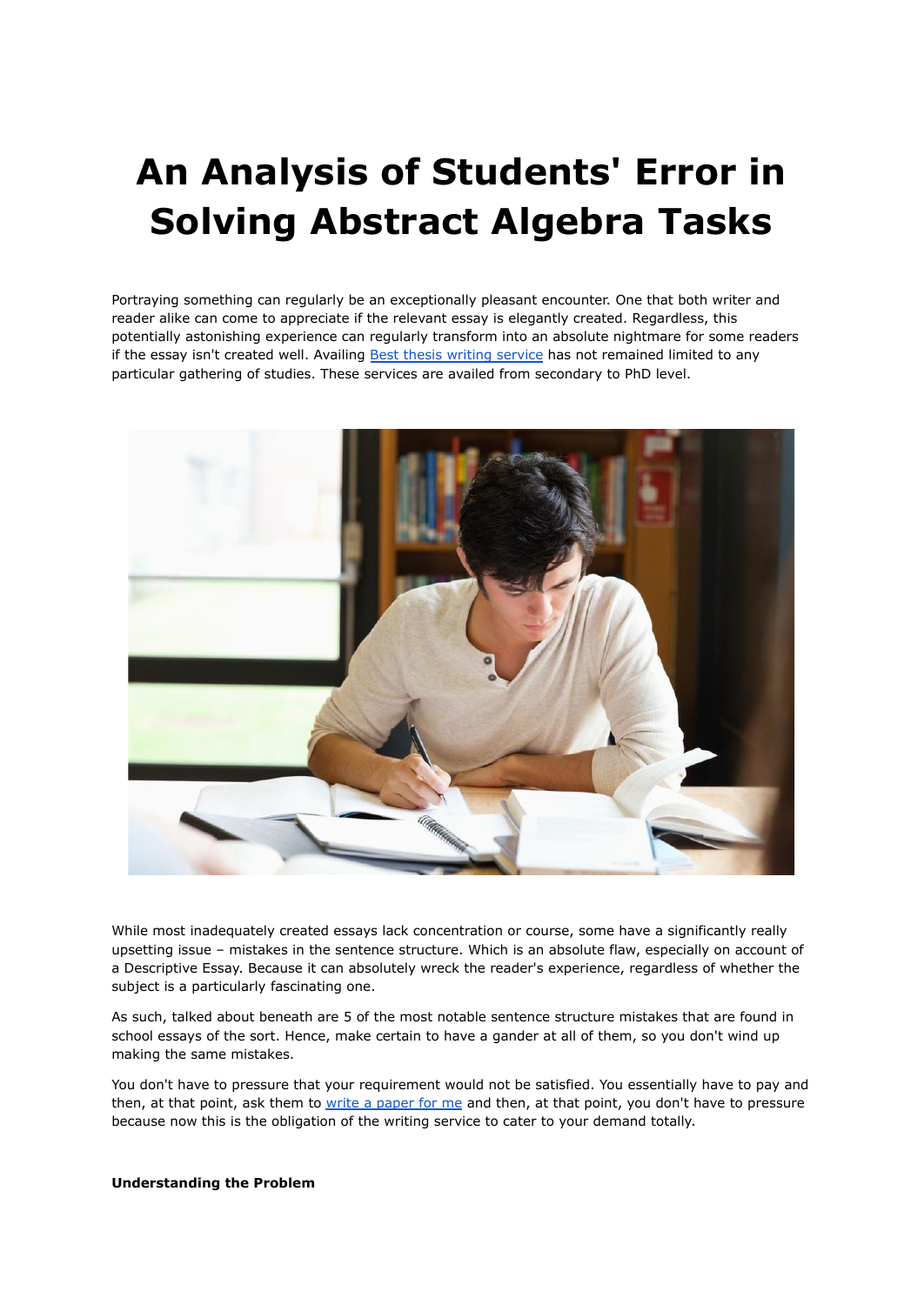# An Analysis of Students' Error in Solving Abstract Algebra Tasks

Portraying something can regularly be an exceptionally pleasant encounter. One that both writer and reader alike can come to appreciate if the relevant essay is elegantly created. Regardless, this potentially astonishing experience can regularly transform into an absolute nightmare for some readers if the essay isn't created well. Availing [Best thesis writing service]() has not remained limited to any particular gathering of studies. These services are availed from secondary to PhD level.

While most inadequately created essays lack concentration or course, some have a significantly really upsetting issue – mistakes in the sentence structure. Which is an absolute flaw, especially on account of a Descriptive Essay. Because it can absolutely wreck the reader's experience, regardless of whether the subject is a particularly fascinating one.

As such, talked about beneath are 5 of the most notable sentence structure mistakes that are found in school essays of the sort. Hence, make certain to have a gander at all of them, so you don't wind up making the same mistakes.

You don't have to pressure that your requirement would not be satisfied. You essentially have to pay and then, at that point, ask them to [write a paper for me]() and then, at that point, you don't have to pressure because now this is the obligation of the writing service to cater to your demand totally.

**Understanding the Problem**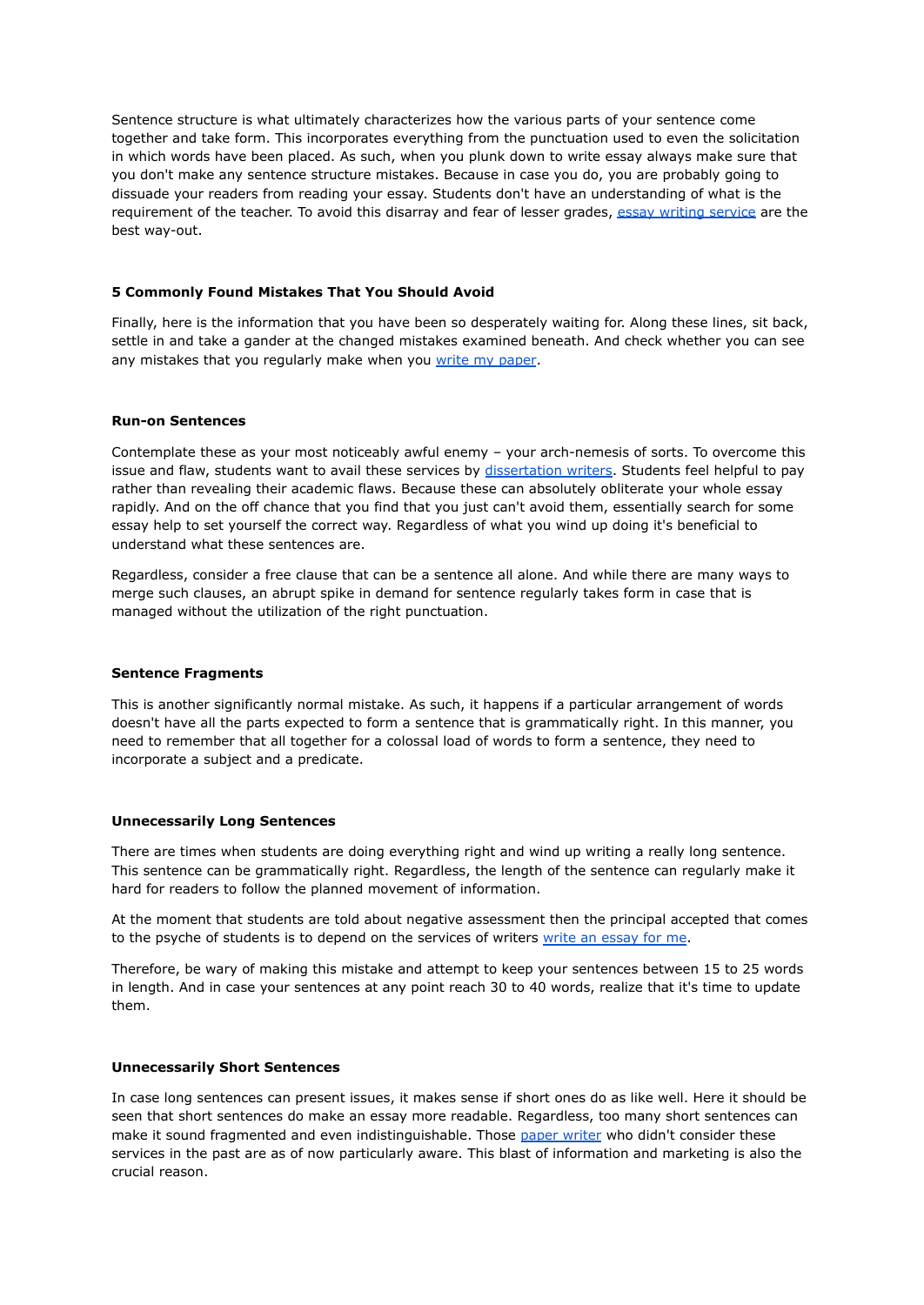Sentence structure is what ultimately characterizes how the various parts of your sentence come together and take form. This incorporates everything from the punctuation used to even the solicitation in which words have been placed. As such, when you plunk down to write essay always make sure that you don't make any sentence structure mistakes. Because in case you do, you are probably going to dissuade your readers from reading your essay. Students don't have an understanding of what is the requirement of the teacher. To avoid this disarray and fear of lesser grades, [essay writing service]() are the best way-out.

### 5 Commonly Found Mistakes That You Should Avoid

Finally, here is the information that you have been so desperately waiting for. Along these lines, sit back, settle in and take a gander at the changed mistakes examined beneath. And check whether you can see any mistakes that you regularly make when you [write my paper]().

### Run-on Sentences

Contemplate these as your most noticeably awful enemy – your arch-nemesis of sorts. To overcome this issue and flaw, students want to avail these services by [dissertation writers](). Students feel helpful to pay rather than revealing their academic flaws. Because these can absolutely obliterate your whole essay rapidly. And on the off chance that you find that you just can't avoid them, essentially search for some essay help to set yourself the correct way. Regardless of what you wind up doing it's beneficial to understand what these sentences are.

Regardless, consider a free clause that can be a sentence all alone. And while there are many ways to merge such clauses, an abrupt spike in demand for sentence regularly takes form in case that is managed without the utilization of the right punctuation.

### Sentence Fragments

This is another significantly normal mistake. As such, it happens if a particular arrangement of words doesn't have all the parts expected to form a sentence that is grammatically right. In this manner, you need to remember that all together for a colossal load of words to form a sentence, they need to incorporate a subject and a predicate.

### Unnecessarily Long Sentences

There are times when students are doing everything right and wind up writing a really long sentence. This sentence can be grammatically right. Regardless, the length of the sentence can regularly make it hard for readers to follow the planned movement of information.

At the moment that students are told about negative assessment then the principal accepted that comes to the psyche of students is to depend on the services of writers [write an essay for me]().

Therefore, be wary of making this mistake and attempt to keep your sentences between 15 to 25 words in length. And in case your sentences at any point reach 30 to 40 words, realize that it's time to update them.

### Unnecessarily Short Sentences

In case long sentences can present issues, it makes sense if short ones do as like well. Here it should be seen that short sentences do make an essay more readable. Regardless, too many short sentences can make it sound fragmented and even indistinguishable. Those [paper writer]() who didn't consider these services in the past are as of now particularly aware. This blast of information and marketing is also the crucial reason.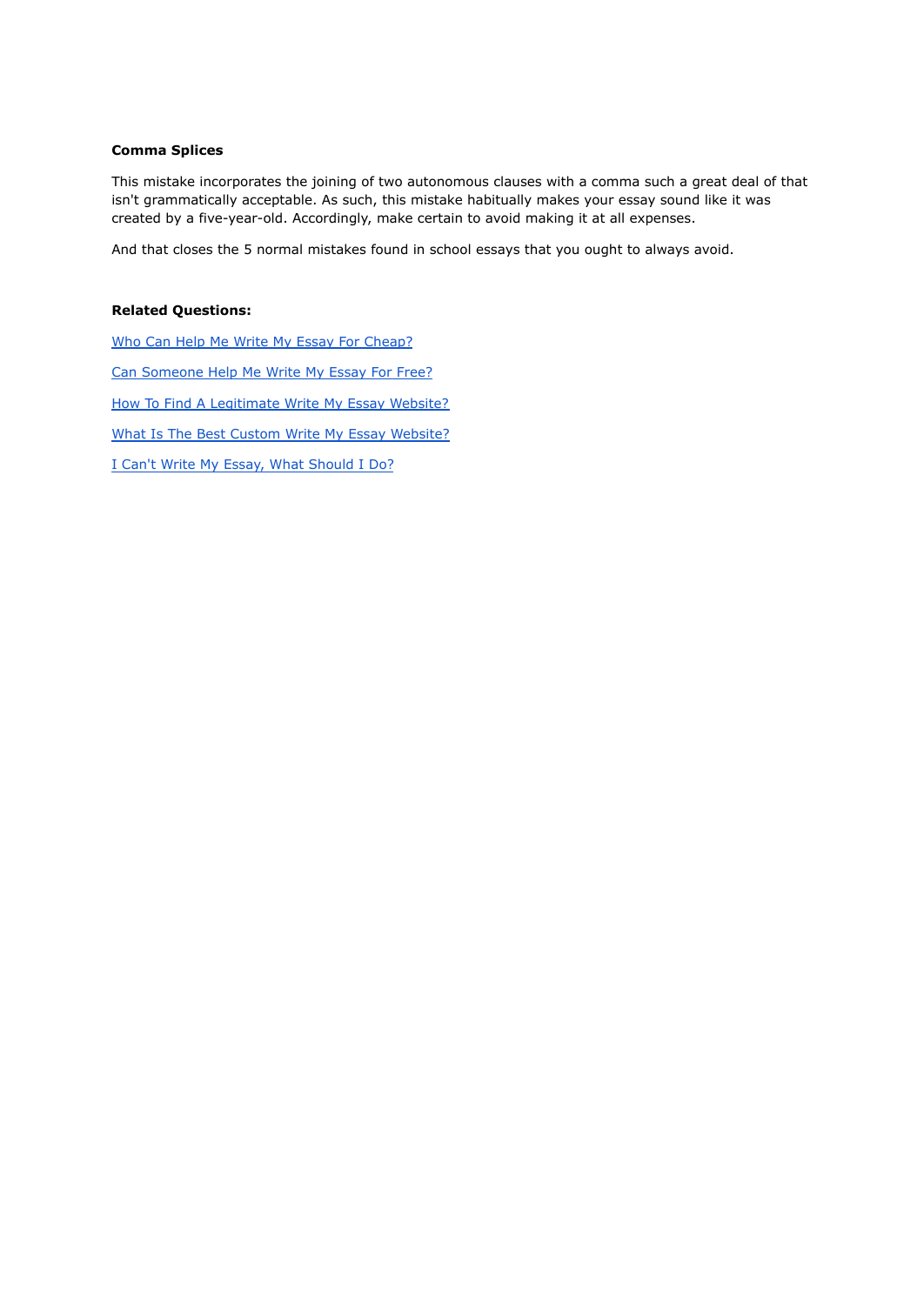**Comma Splices**

This mistake incorporates the joining of two autonomous clauses with a comma such a great deal of that isn't grammatically acceptable. As such, this mistake habitually makes your essay sound like it was created by a five-year-old. Accordingly, make certain to avoid making it at all expenses.

And that closes the 5 normal mistakes found in school essays that you ought to always avoid.

**Related Questions:**

Who Can Help Me Write My Essay For Cheap?

Can Someone Help Me Write My Essay For Free?

How To Find A Legitimate Write My Essay Website?

What Is The Best Custom Write My Essay Website?

I Can't Write My Essay, What Should I Do?